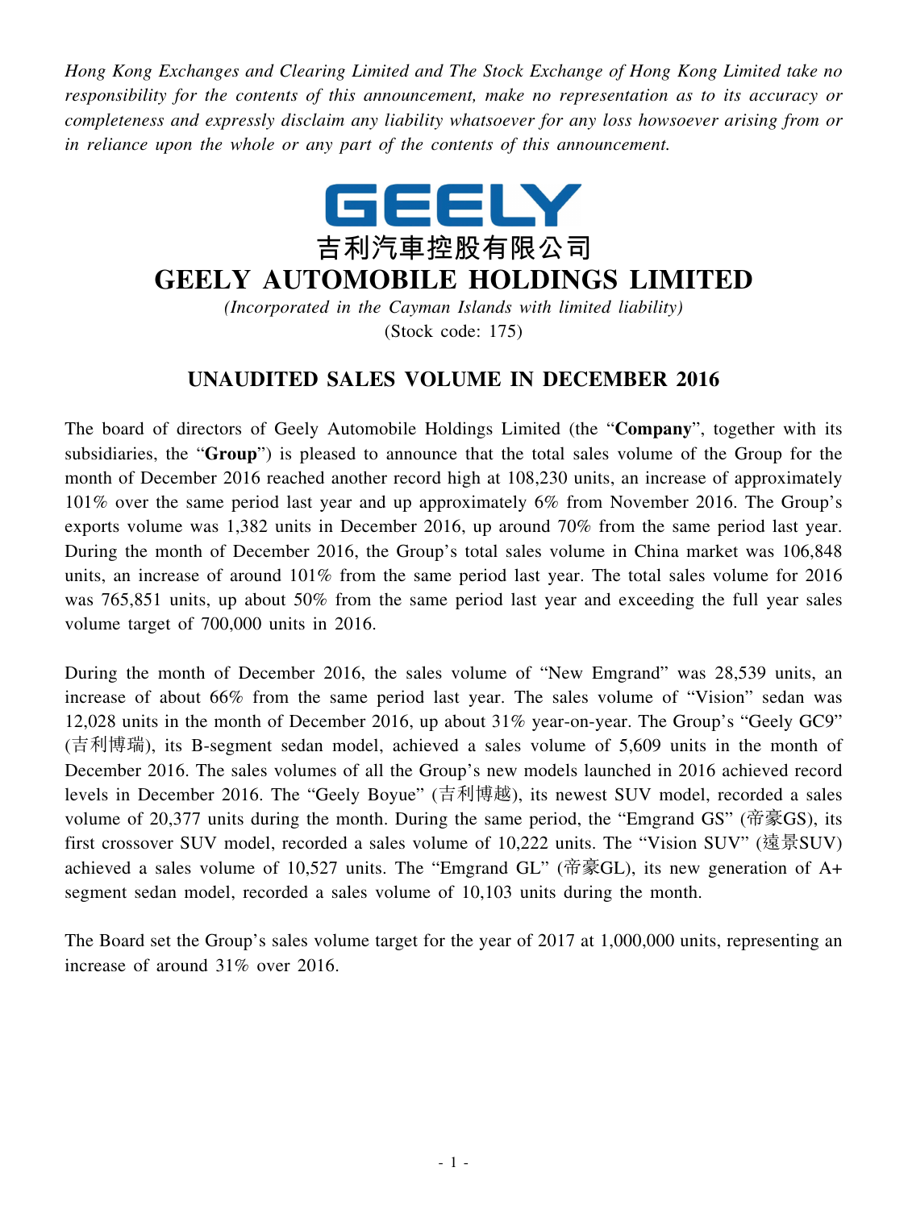*Hong Kong Exchanges and Clearing Limited and The Stock Exchange of Hong Kong Limited take no responsibility for the contents of this announcement, make no representation as to its accuracy or completeness and expressly disclaim any liability whatsoever for any loss howsoever arising from or in reliance upon the whole or any part of the contents of this announcement.*

GEELY

吉利汽車控股有限公司

# GEELY AUTOMOBILE HOLDINGS LIMITED

*(Incorporated in the Cayman Islands with limited liability)*

(Stock code: 175)

## UNAUDITED SALES VOLUME IN DECEMBER 2016

The board of directors of Geely Automobile Holdings Limited (the "**Company**", together with its subsidiaries, the "**Group**") is pleased to announce that the total sales volume of the Group for the month of December 2016 reached another record high at 108,230 units, an increase of approximately 101% over the same period last year and up approximately 6% from November 2016. The Group's exports volume was 1,382 units in December 2016, up around 70% from the same period last year. During the month of December 2016, the Group's total sales volume in China market was 106,848 units, an increase of around 101% from the same period last year. The total sales volume for 2016 was 765,851 units, up about 50% from the same period last year and exceeding the full year sales volume target of 700,000 units in 2016.

During the month of December 2016, the sales volume of "New Emgrand" was 28,539 units, an increase of about 66% from the same period last year. The sales volume of "Vision" sedan was 12,028 units in the month of December 2016, up about 31% year-on-year. The Group's "Geely GC9" (吉利博瑞), its B-segment sedan model, achieved a sales volume of 5,609 units in the month of December 2016. The sales volumes of all the Group's new models launched in 2016 achieved record levels in December 2016. The "Geely Boyue" (吉利博越), its newest SUV model, recorded a sales volume of 20,377 units during the month. During the same period, the "Emgrand GS" (帝豪GS), its first crossover SUV model, recorded a sales volume of 10,222 units. The "Vision SUV" (遠景SUV) achieved a sales volume of 10,527 units. The "Emgrand GL" (帝豪GL), its new generation of A+ segment sedan model, recorded a sales volume of 10,103 units during the month.

The Board set the Group's sales volume target for the year of 2017 at 1,000,000 units, representing an increase of around 31% over 2016.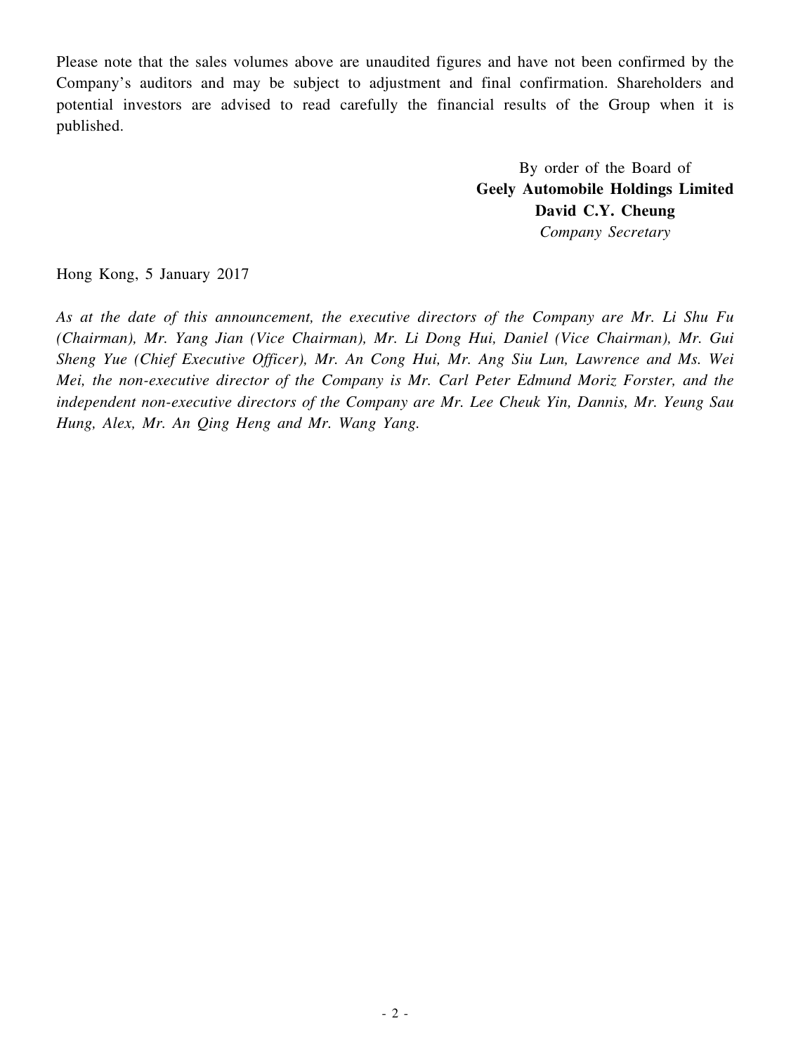Please note that the sales volumes above are unaudited figures and have not been confirmed by the Company's auditors and may be subject to adjustment and final confirmation. Shareholders and potential investors are advised to read carefully the financial results of the Group when it is published.

By order of the Board of
**Geely Automobile Holdings Limited**
**David C.Y. Cheung**
*Company Secretary*

Hong Kong, 5 January 2017

*As at the date of this announcement, the executive directors of the Company are Mr. Li Shu Fu (Chairman), Mr. Yang Jian (Vice Chairman), Mr. Li Dong Hui, Daniel (Vice Chairman), Mr. Gui Sheng Yue (Chief Executive Officer), Mr. An Cong Hui, Mr. Ang Siu Lun, Lawrence and Ms. Wei Mei, the non-executive director of the Company is Mr. Carl Peter Edmund Moriz Forster, and the independent non-executive directors of the Company are Mr. Lee Cheuk Yin, Dannis, Mr. Yeung Sau Hung, Alex, Mr. An Qing Heng and Mr. Wang Yang.*